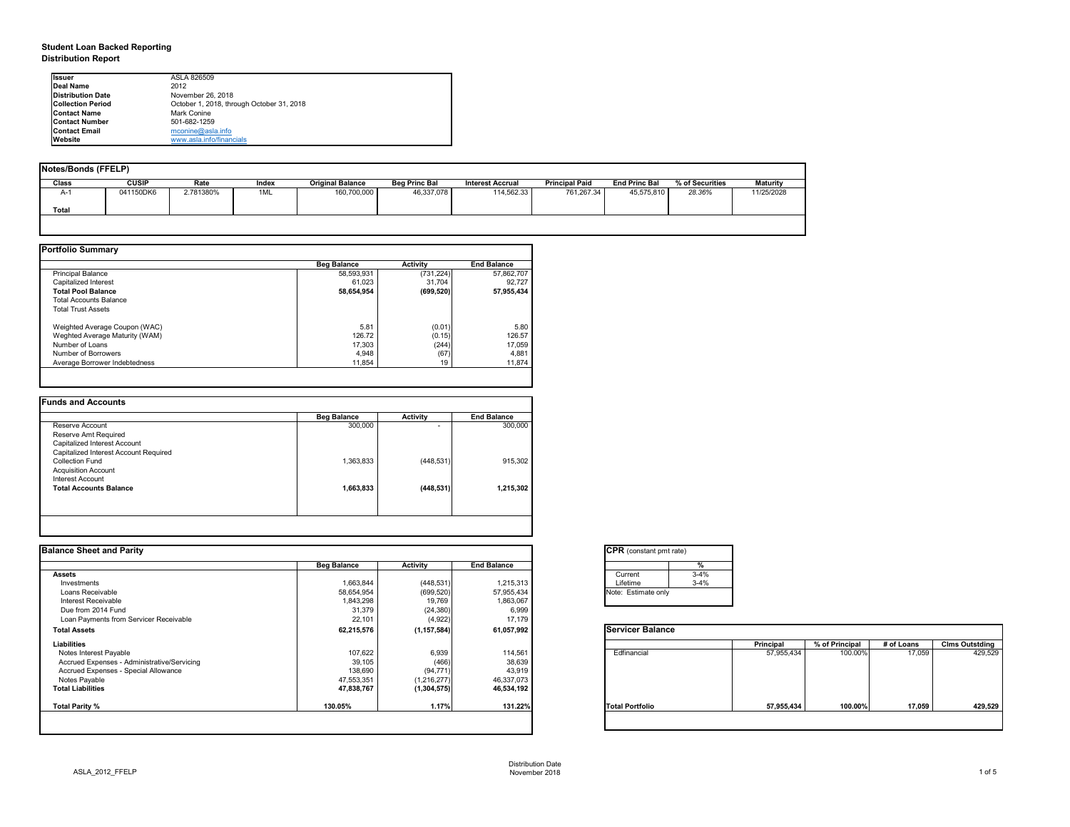# Student Loan Backed Reporting
## Distribution Report

| | |
|---|---|
| **Issuer** | ASLA 826509 |
| **Deal Name** | 2012 |
| **Distribution Date** | November 26, 2018 |
| **Collection Period** | October 1, 2018, through October 31, 2018 |
| **Contact Name** | Mark Conine |
| **Contact Number** | 501-682-1259 |
| **Contact Email** | mconine@asla.info |
| **Website** | www.asla.info/financials |

### Notes/Bonds (FFELP)

| Class | CUSIP | Rate | Index | Original Balance | Beg Princ Bal | Interest Accrual | Principal Paid | End Princ Bal | % of Securities | Maturity |
|---|---|---|---|---|---|---|---|---|---|---|
| A-1 | 041150DK6 | 2.781380% | 1ML | 160,700,000 | 46,337,078 | 114,562.33 | 761,267.34 | 45,575,810 | *28.36%* | 11/25/2028 |
| **Total** | | | | | | | | | | |

### Portfolio Summary

| | Beg Balance | Activity | End Balance |
|---|---|---|---|
| Principal Balance | 58,593,931 | (731,224) | 57,862,707 |
| Capitalized Interest | 61,023 | 31,704 | 92,727 |
| **Total Pool Balance** | **58,654,954** | **(699,520)** | **57,955,434** |
| Total Accounts Balance | | | |
| Total Trust Assets | | | |
| | | | |
| Weghted Average Coupon (WAC) | 5.81 | (0.01) | 5.80 |
| Weghted Average Maturity (WAM) | 126.72 | (0.15) | 126.57 |
| Number of Loans | 17,303 | (244) | 17,059 |
| Number of Borrowers | 4,948 | (67) | 4,881 |
| Average Borrower Indebtedness | 11,854 | 19 | 11,874 |

### Funds and Accounts

| | Beg Balance | Activity | End Balance |
|---|---|---|---|
| Reserve Account | 300,000 | - | 300,000 |
| Reserve Amt Required | | | |
| Capitalized Interest Account | | | |
| Capitalized Interest Account Required | | | |
| Collection Fund | 1,363,833 | (448,531) | 915,302 |
| Acquisition Account | | | |
| Interest Account | | | |
| **Total Accounts Balance** | **1,663,833** | **(448,531)** | **1,215,302** |

### Balance Sheet and Parity

| | Beg Balance | Activity | End Balance |
|---|---|---|---|
| **Assets** | | | |
| Investments | 1,663,844 | (448,531) | 1,215,313 |
| Loans Receivable | 58,654,954 | (699,520) | 57,955,434 |
| Interest Receivable | 1,843,298 | 19,769 | 1,863,067 |
| Due from 2014 Fund | 31,379 | (24,380) | 6,999 |
| Loan Payments from Servicer Receivable | 22,101 | (4,922) | 17,179 |
| **Total Assets** | **62,215,576** | **(1,157,584)** | **61,057,992** |
| **Liabilities** | | | |
| Notes Interest Payable | 107,622 | 6,939 | 114,561 |
| Accrued Expenses - Administrative/Servicing | 39,105 | (466) | 38,639 |
| Accrued Expenses - Special Allowance | 138,690 | (94,771) | 43,919 |
| Notes Payable | 47,553,351 | (1,216,277) | 46,337,073 |
| **Total Liabilities** | **47,838,767** | **(1,304,575)** | **46,534,192** |
| | | | |
| **Total Parity %** | **130.05%** | **1.17%** | **131.22%** |

### CPR (constant pmt rate)

| | % |
|---|---|
| Current | 3-4% |
| Lifetime | 3-4% |

Note: Estimate only

### Servicer Balance

| | Principal | % of Principal | # of Loans | Clms Outstding |
|---|---|---|---|---|
| Edfinancial | 57,955,434 | 100.00% | 17,059 | 429,529 |
| **Total Portfolio** | **57,955,434** | **100.00%** | **17,059** | **429,529** |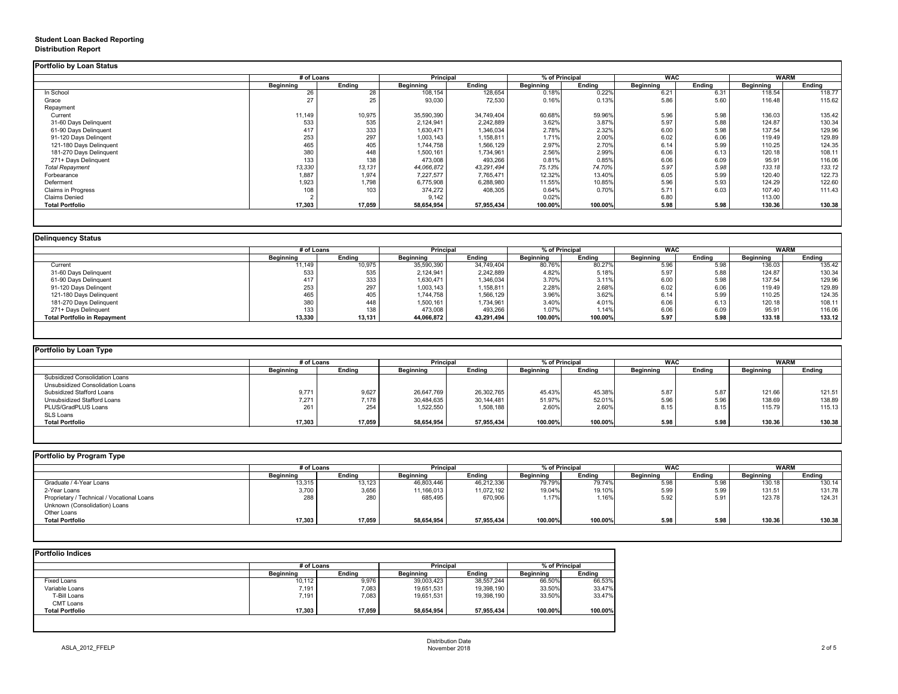**Student Loan Backed Reporting**
**Distribution Report**

## Portfolio by Loan Status

| | # of Loans | | Principal | | % of Principal | | WAC | | WARM | |
|---|---|---|---|---|---|---|---|---|---|---|
| | Beginning | Ending | Beginning | Ending | Beginning | Ending | Beginning | Ending | Beginning | Ending |
| In School | 26 | 28 | 108,154 | 128,654 | 0.18% | 0.22% | 6.21 | 6.31 | 118.54 | 118.77 |
| Grace | 27 | 25 | 93,030 | 72,530 | 0.16% | 0.13% | 5.86 | 5.60 | 116.48 | 115.62 |
| Repayment | | | | | | | | | | |
| Current | 11,149 | 10,975 | 35,590,390 | 34,749,404 | 60.68% | 59.96% | 5.96 | 5.98 | 136.03 | 135.42 |
| 31-60 Days Delinquent | 533 | 535 | 2,124,941 | 2,242,889 | 3.62% | 3.87% | 5.97 | 5.88 | 124.87 | 130.34 |
| 61-90 Days Delinquent | 417 | 333 | 1,630,471 | 1,346,034 | 2.78% | 2.32% | 6.00 | 5.98 | 137.54 | 129.96 |
| 91-120 Days Delingent | 253 | 297 | 1,003,143 | 1,158,811 | 1.71% | 2.00% | 6.02 | 6.06 | 119.49 | 129.89 |
| 121-180 Days Delinquent | 465 | 405 | 1,744,758 | 1,566,129 | 2.97% | 2.70% | 6.14 | 5.99 | 110.25 | 124.35 |
| 181-270 Days Delinquent | 380 | 448 | 1,500,161 | 1,734,961 | 2.56% | 2.99% | 6.06 | 6.13 | 120.18 | 108.11 |
| 271+ Days Delinquent | 133 | 138 | 473,008 | 493,266 | 0.81% | 0.85% | 6.06 | 6.09 | 95.91 | 116.06 |
| *Total Repayment* | *13,330* | *13,131* | *44,066,872* | *43,291,494* | *75.13%* | *74.70%* | *5.97* | *5.98* | *133.18* | *133.12* |
| Forbearance | 1,887 | 1,974 | 7,227,577 | 7,765,471 | 12.32% | 13.40% | 6.05 | 5.99 | 120.40 | 122.73 |
| Deferment | 1,923 | 1,798 | 6,775,908 | 6,288,980 | 11.55% | 10.85% | 5.96 | 5.93 | 124.29 | 122.60 |
| Claims in Progress | 108 | 103 | 374,272 | 408,305 | 0.64% | 0.70% | 5.71 | 6.03 | 107.40 | 111.43 |
| Claims Denied | 2 | | 9,142 | | 0.02% | | 6.80 | | 113.00 | |
| **Total Portfolio** | **17,303** | **17,059** | **58,654,954** | **57,955,434** | **100.00%** | **100.00%** | **5.98** | **5.98** | **130.36** | **130.38** |

## Delinquency Status

| | # of Loans | | Principal | | % of Principal | | WAC | | WARM | |
|---|---|---|---|---|---|---|---|---|---|---|
| | Beginning | Ending | Beginning | Ending | Beginning | Ending | Beginning | Ending | Beginning | Ending |
| Current | 11,149 | 10,975 | 35,590,390 | 34,749,404 | 80.76% | 80.27% | 5.96 | 5.98 | 136.03 | 135.42 |
| 31-60 Days Delinquent | 533 | 535 | 2,124,941 | 2,242,889 | 4.82% | 5.18% | 5.97 | 5.88 | 124.87 | 130.34 |
| 61-90 Days Delinquent | 417 | 333 | 1,630,471 | 1,346,034 | 3.70% | 3.11% | 6.00 | 5.98 | 137.54 | 129.96 |
| 91-120 Days Delingent | 253 | 297 | 1,003,143 | 1,158,811 | 2.28% | 2.68% | 6.02 | 6.06 | 119.49 | 129.89 |
| 121-180 Days Delinquent | 465 | 405 | 1,744,758 | 1,566,129 | 3.96% | 3.62% | 6.14 | 5.99 | 110.25 | 124.35 |
| 181-270 Days Delinquent | 380 | 448 | 1,500,161 | 1,734,961 | 3.40% | 4.01% | 6.06 | 6.13 | 120.18 | 108.11 |
| 271+ Days Delinquent | 133 | 138 | 473,008 | 493,266 | 1.07% | 1.14% | 6.06 | 6.09 | 95.91 | 116.06 |
| **Total Portfolio in Repayment** | **13,330** | **13,131** | **44,066,872** | **43,291,494** | **100.00%** | **100.00%** | **5.97** | **5.98** | **133.18** | **133.12** |

## Portfolio by Loan Type

| | # of Loans | | Principal | | % of Principal | | WAC | | WARM | |
|---|---|---|---|---|---|---|---|---|---|---|
| | Beginning | Ending | Beginning | Ending | Beginning | Ending | Beginning | Ending | Beginning | Ending |
| Subsidized Consolidation Loans | | | | | | | | | | |
| Unsubsidized Consolidation Loans | | | | | | | | | | |
| Subsidized Stafford Loans | 9,771 | 9,627 | 26,647,769 | 26,302,765 | 45.43% | 45.38% | 5.87 | 5.87 | 121.66 | 121.51 |
| Unsubsidized Stafford Loans | 7,271 | 7,178 | 30,484,635 | 30,144,481 | 51.97% | 52.01% | 5.96 | 5.96 | 138.69 | 138.89 |
| PLUS/GradPLUS Loans | 261 | 254 | 1,522,550 | 1,508,188 | 2.60% | 2.60% | 8.15 | 8.15 | 115.79 | 115.13 |
| SLS Loans | | | | | | | | | | |
| **Total Portfolio** | **17,303** | **17,059** | **58,654,954** | **57,955,434** | **100.00%** | **100.00%** | **5.98** | **5.98** | **130.36** | **130.38** |

## Portfolio by Program Type

| | # of Loans | | Principal | | % of Principal | | WAC | | WARM | |
|---|---|---|---|---|---|---|---|---|---|---|
| | Beginning | Ending | Beginning | Ending | Beginning | Ending | Beginning | Ending | Beginning | Ending |
| Graduate / 4-Year Loans | 13,315 | 13,123 | 46,803,446 | 46,212,336 | 79.79% | 79.74% | 5.98 | 5.98 | 130.18 | 130.14 |
| 2-Year Loans | 3,700 | 3,656 | 11,166,013 | 11,072,192 | 19.04% | 19.10% | 5.99 | 5.99 | 131.51 | 131.78 |
| Proprietary / Technical / Vocational Loans | 288 | 280 | 685,495 | 670,906 | 1.17% | 1.16% | 5.92 | 5.91 | 123.78 | 124.31 |
| Unknown (Consolidation) Loans | | | | | | | | | | |
| Other Loans | | | | | | | | | | |
| **Total Portfolio** | **17,303** | **17,059** | **58,654,954** | **57,955,434** | **100.00%** | **100.00%** | **5.98** | **5.98** | **130.36** | **130.38** |

## Portfolio Indices

| | # of Loans | | Principal | | % of Principal | |
|---|---|---|---|---|---|---|
| | Beginning | Ending | Beginning | Ending | Beginning | Ending |
| Fixed Loans | 10,112 | 9,976 | 39,003,423 | 38,557,244 | 66.50% | 66.53% |
| Variable Loans | 7,191 | 7,083 | 19,651,531 | 19,398,190 | 33.50% | 33.47% |
| T-Bill Loans | 7,191 | 7,083 | 19,651,531 | 19,398,190 | 33.50% | 33.47% |
| CMT Loans | | | | | | |
| **Total Portfolio** | **17,303** | **17,059** | **58,654,954** | **57,955,434** | **100.00%** | **100.00%** |

ASLA_2012_FFELP

Distribution Date
November 2018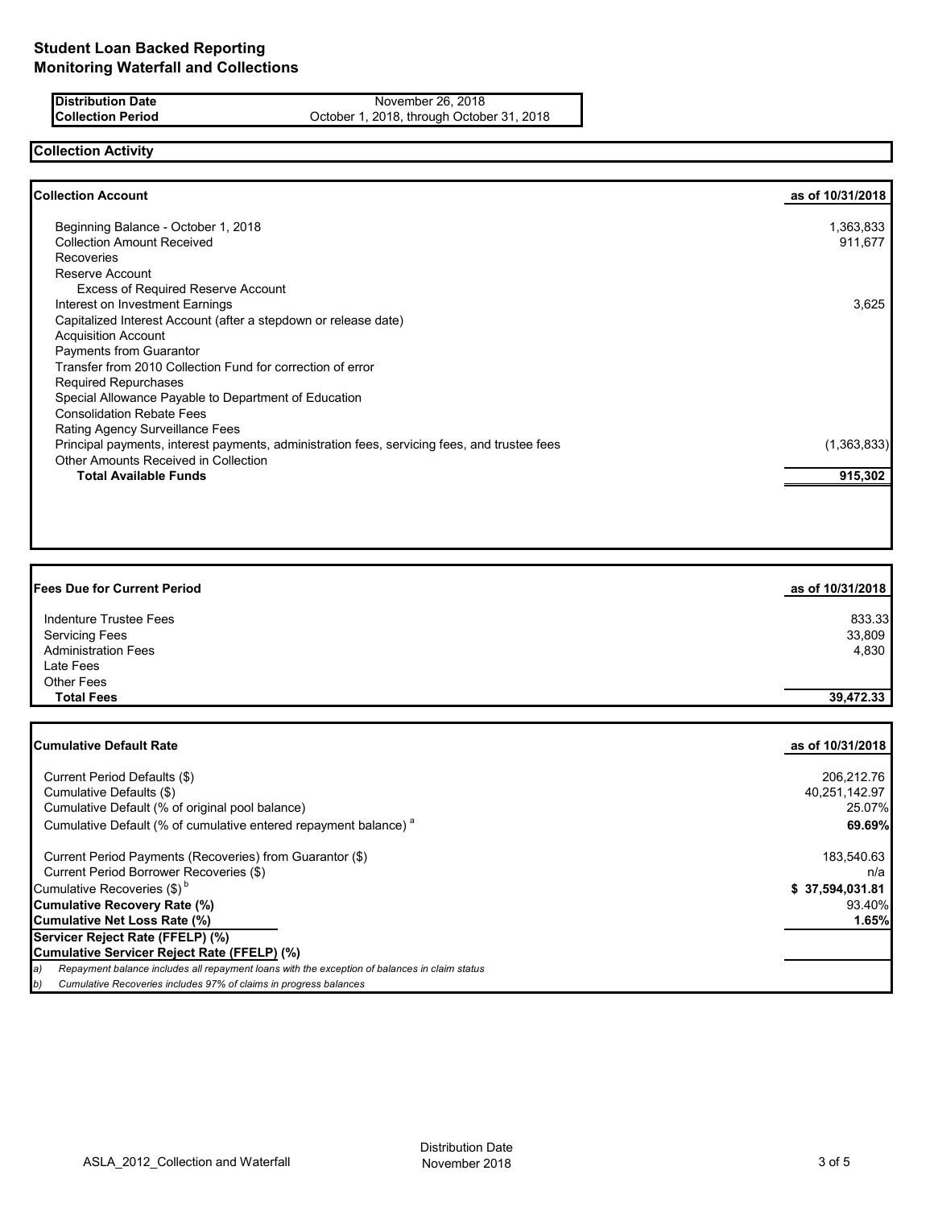## Student Loan Backed Reporting
## Monitoring Waterfall and Collections

| | |
|---|---|
| **Distribution Date** | November 26, 2018 |
| **Collection Period** | October 1, 2018, through October 31, 2018 |

### Collection Activity

| **Collection Account** | **as of 10/31/2018** |
|---|---|
| Beginning Balance - October 1, 2018 | 1,363,833 |
| Collection Amount Received | 911,677 |
| Recoveries | |
| Reserve Account | |
| Excess of Required Reserve Account | |
| Interest on Investment Earnings | 3,625 |
| Capitalized Interest Account (after a stepdown or release date) | |
| Acquisition Account | |
| Payments from Guarantor | |
| Transfer from 2010 Collection Fund for correction of error | |
| Required Repurchases | |
| Special Allowance Payable to Department of Education | |
| Consolidation Rebate Fees | |
| Rating Agency Surveillance Fees | |
| Principal payments, interest payments, administration fees, servicing fees, and trustee fees | (1,363,833) |
| Other Amounts Received in Collection | |
| **Total Available Funds** | **915,302** |

| **Fees Due for Current Period** | **as of 10/31/2018** |
|---|---|
| Indenture Trustee Fees | 833.33 |
| Servicing Fees | 33,809 |
| Administration Fees | 4,830 |
| Late Fees | |
| Other Fees | |
| **Total Fees** | **39,472.33** |

| **Cumulative Default Rate** | **as of 10/31/2018** |
|---|---|
| Current Period Defaults ($) | 206,212.76 |
| Cumulative Defaults ($) | 40,251,142.97 |
| Cumulative Default (% of original pool balance) | 25.07% |
| Cumulative Default (% of cumulative entered repayment balance) [a] | **69.69%** |
| Current Period Payments (Recoveries) from Guarantor ($) | 183,540.63 |
| Current Period Borrower Recoveries ($) | n/a |
| Cumulative Recoveries ($) [b] | **$ 37,594,031.81** |
| **Cumulative Recovery Rate (%)** | 93.40% |
| **Cumulative Net Loss Rate (%)** | **1.65%** |
| **Servicer Reject Rate (FFELP) (%)** | |
| **Cumulative Servicer Reject Rate (FFELP) (%)** | |

*a) Repayment balance includes all repayment loans with the exception of balances in claim status*

*b) Cumulative Recoveries includes 97% of claims in progress balances*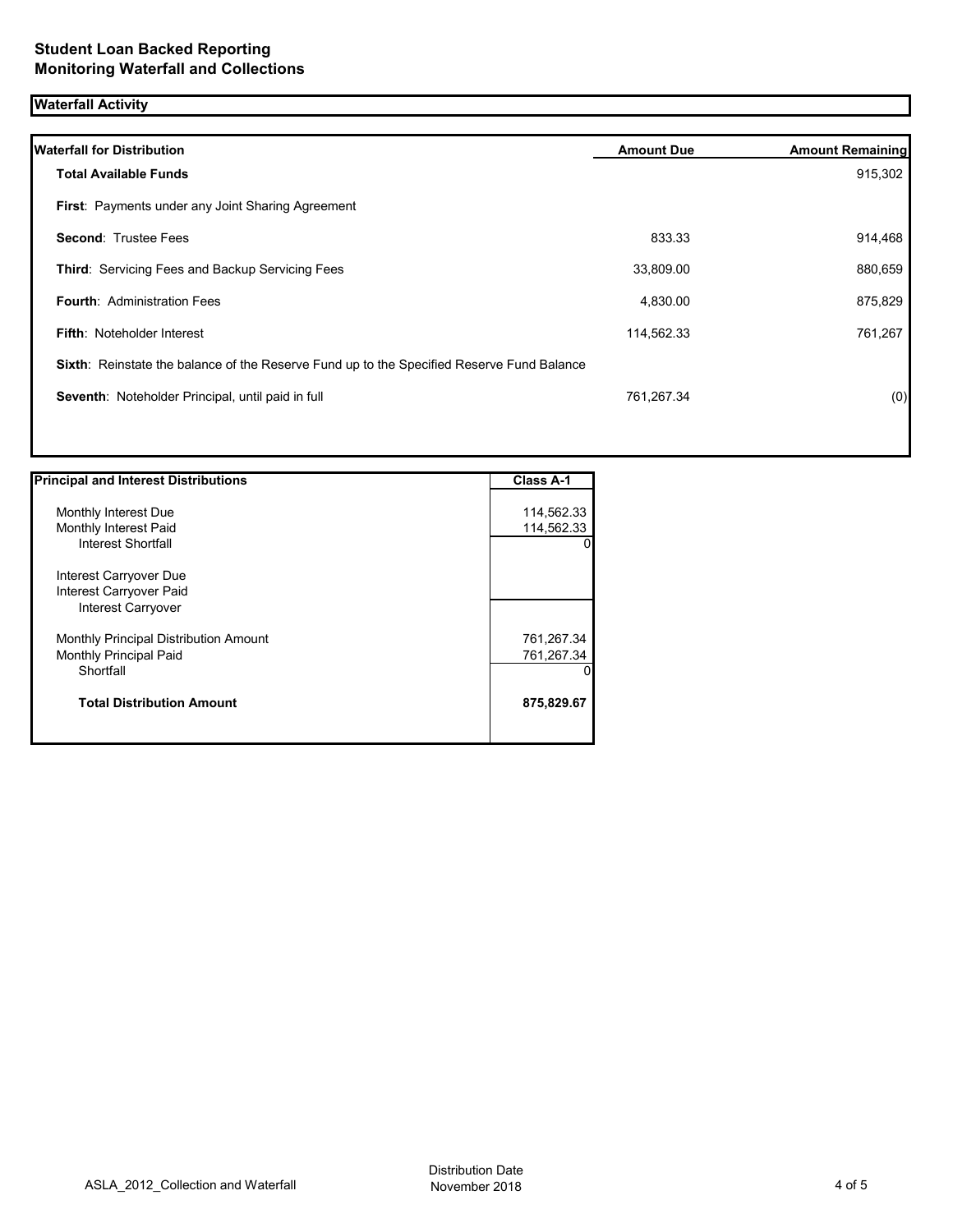## Student Loan Backed Reporting
## Monitoring Waterfall and Collections

### Waterfall Activity

| Waterfall for Distribution | Amount Due | Amount Remaining |
|---|---|---|
| **Total Available Funds** | | 915,302 |
| **First**: Payments under any Joint Sharing Agreement | | |
| **Second**: Trustee Fees | 833.33 | 914,468 |
| **Third**: Servicing Fees and Backup Servicing Fees | 33,809.00 | 880,659 |
| **Fourth**: Administration Fees | 4,830.00 | 875,829 |
| **Fifth**: Noteholder Interest | 114,562.33 | 761,267 |
| **Sixth**: Reinstate the balance of the Reserve Fund up to the Specified Reserve Fund Balance | | |
| **Seventh**: Noteholder Principal, until paid in full | 761,267.34 | (0) |

| Principal and Interest Distributions | Class A-1 |
|---|---|
| Monthly Interest Due | 114,562.33 |
| Monthly Interest Paid | 114,562.33 |
| Interest Shortfall | 0 |
| Interest Carryover Due | |
| Interest Carryover Paid | |
| Interest Carryover | |
| Monthly Principal Distribution Amount | 761,267.34 |
| Monthly Principal Paid | 761,267.34 |
| Shortfall | 0 |
| **Total Distribution Amount** | **875,829.67** |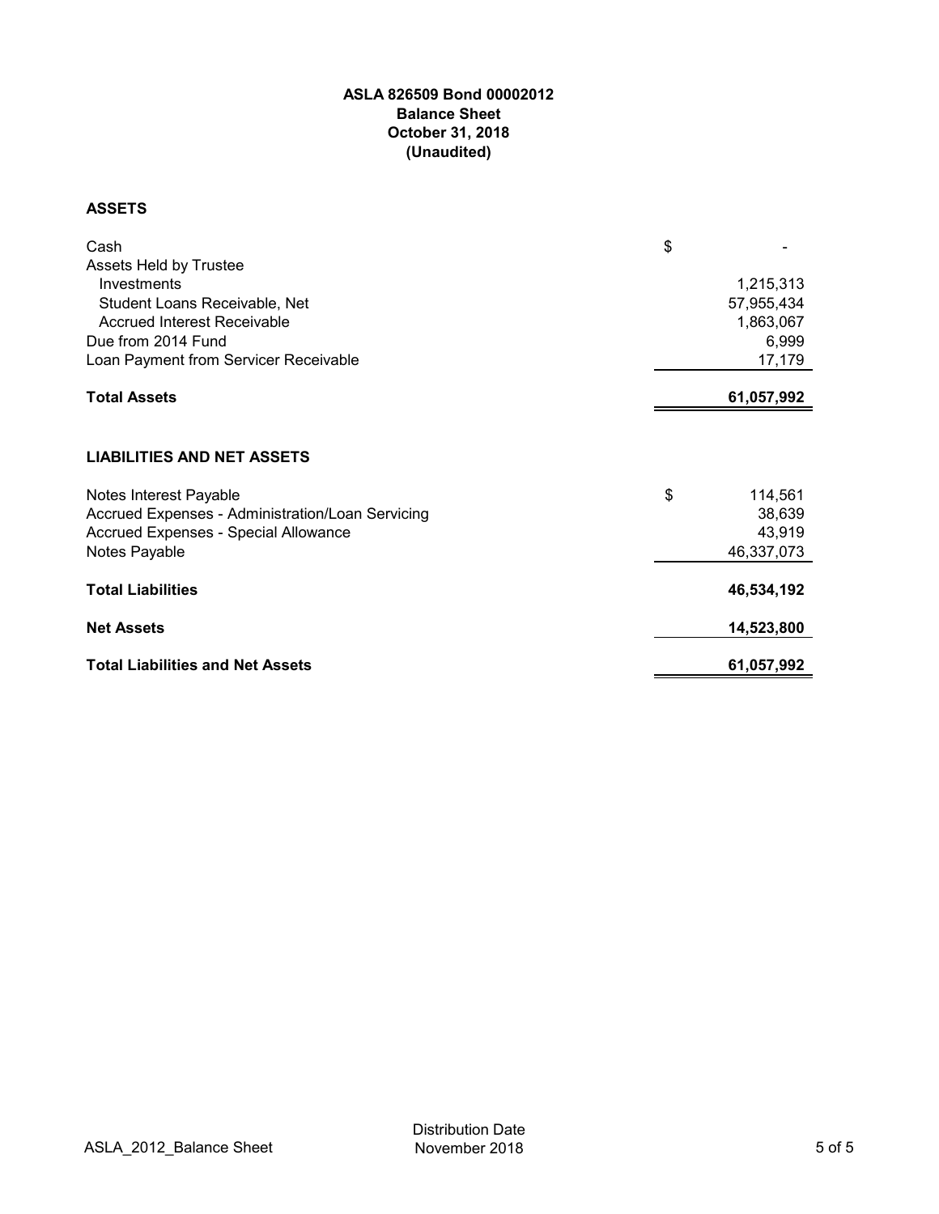**ASLA 826509 Bond 00002012**
**Balance Sheet**
**October 31, 2018**
**(Unaudited)**

**ASSETS**

| | | |
|---|---|---|
| Cash | $ | - |
| Assets Held by Trustee | | |
| Investments | | 1,215,313 |
| Student Loans Receivable, Net | | 57,955,434 |
| Accrued Interest Receivable | | 1,863,067 |
| Due from 2014 Fund | | 6,999 |
| Loan Payment from Servicer Receivable | | 17,179 |
| **Total Assets** | | **61,057,992** |

**LIABILITIES AND NET ASSETS**

| | | |
|---|---|---|
| Notes Interest Payable | $ | 114,561 |
| Accrued Expenses - Administration/Loan Servicing | | 38,639 |
| Accrued Expenses - Special Allowance | | 43,919 |
| Notes Payable | | 46,337,073 |
| **Total Liabilities** | | **46,534,192** |
| **Net Assets** | | **14,523,800** |
| **Total Liabilities and Net Assets** | | **61,057,992** |

ASLA_2012_Balance Sheet

Distribution Date
November 2018